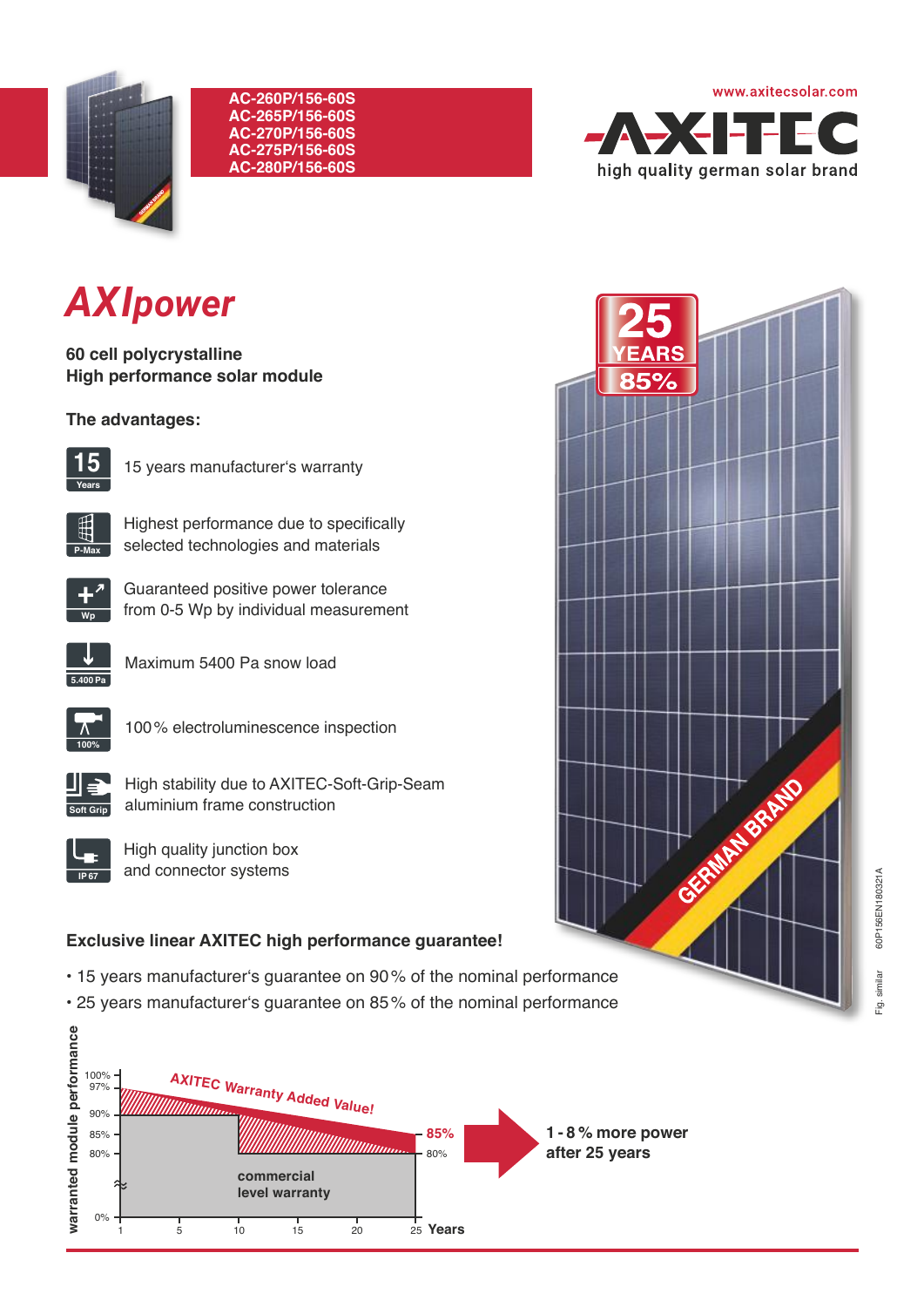AC-260P/156-60S
AC-265P/156-60S
AC-270P/156-60S
AC-275P/156-60S
AC-280P/156-60S

www.axitecsolar.com

AXITEC
high quality german solar brand

# AXIpower

**60 cell polycrystalline**
**High performance solar module**

25 YEARS 85%

### The advantages:

- 15 years manufacturer's warranty
- Highest performance due to specifically selected technologies and materials
- Guaranteed positive power tolerance from 0-5 Wp by individual measurement
- Maximum 5400 Pa snow load
- 100 % electroluminescence inspection
- High stability due to AXITEC-Soft-Grip-Seam aluminium frame construction
- High quality junction box and connector systems

GERMAN BRAND

### Exclusive linear AXITEC high performance guarantee!

- 15 years manufacturer's guarantee on 90 % of the nominal performance
- 25 years manufacturer's guarantee on 85 % of the nominal performance

warranted module performance: 100%, 97%, 90%, 85%, 80%, 0%

AXITEC Warranty Added Value!

commercial level warranty

85% | 80%

Years: 1, 5, 10, 15, 20, 25

**1 - 8 % more power after 25 years**

Fig. similar 60P156EN180321A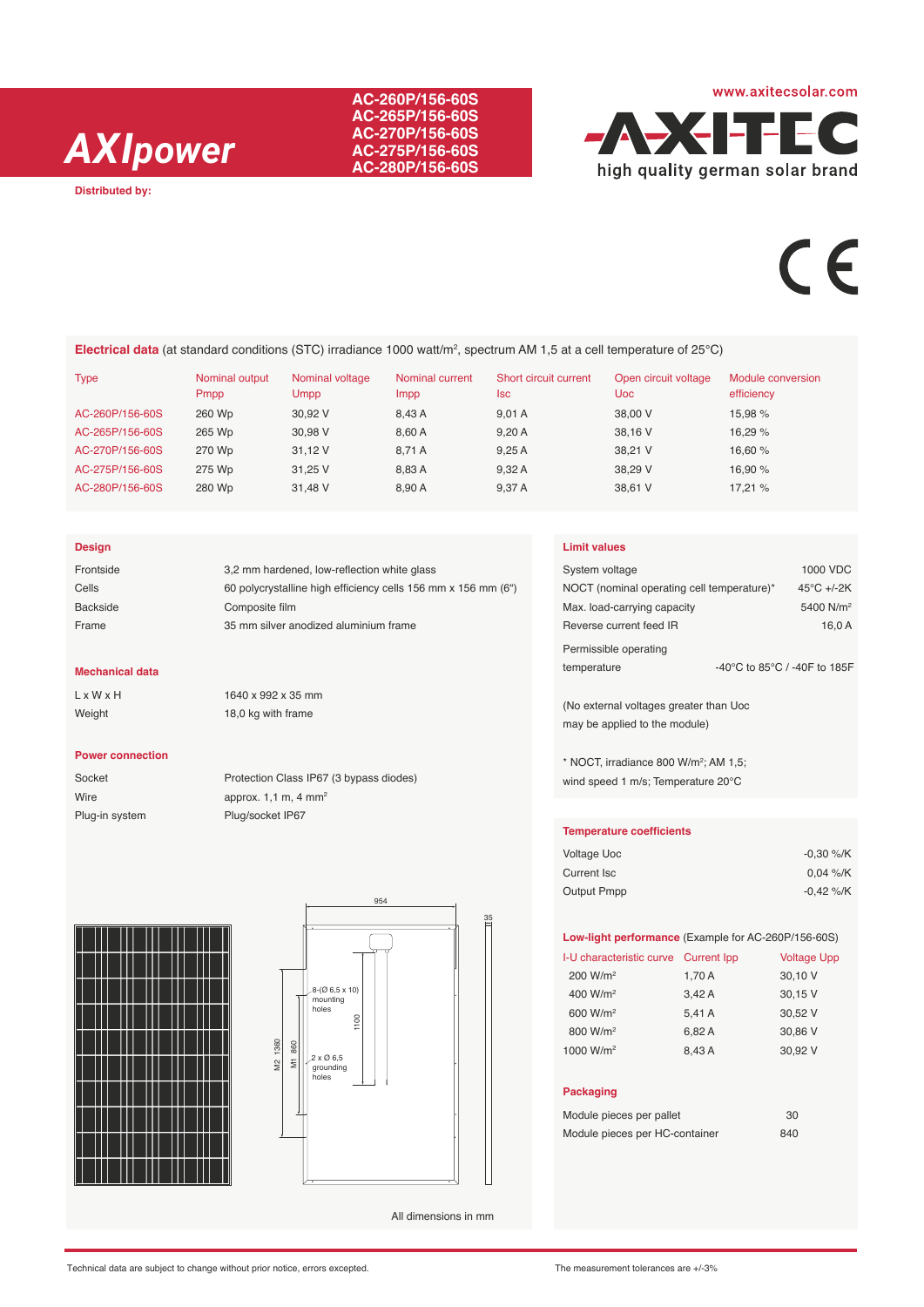# AXIpower

AC-260P/156-60S
AC-265P/156-60S
AC-270P/156-60S
AC-275P/156-60S
AC-280P/156-60S

www.axitecsolar.com

AXITEC
high quality german solar brand

Distributed by:

CE

**Electrical data** (at standard conditions (STC) irradiance 1000 watt/m², spectrum AM 1,5 at a cell temperature of 25°C)

| Type | Nominal output Pmpp | Nominal voltage Umpp | Nominal current Impp | Short circuit current Isc | Open circuit voltage Uoc | Module conversion efficiency |
|---|---|---|---|---|---|---|
| AC-260P/156-60S | 260 Wp | 30,92 V | 8,43 A | 9,01 A | 38,00 V | 15,98 % |
| AC-265P/156-60S | 265 Wp | 30,98 V | 8,60 A | 9,20 A | 38,16 V | 16,29 % |
| AC-270P/156-60S | 270 Wp | 31,12 V | 8,71 A | 9,25 A | 38,21 V | 16,60 % |
| AC-275P/156-60S | 275 Wp | 31,25 V | 8,83 A | 9,32 A | 38,29 V | 16,90 % |
| AC-280P/156-60S | 280 Wp | 31,48 V | 8,90 A | 9,37 A | 38,61 V | 17,21 % |

## Design

| | |
|---|---|
| Frontside | 3,2 mm hardened, low-reflection white glass |
| Cells | 60 polycrystalline high efficiency cells 156 mm x 156 mm (6") |
| Backside | Composite film |
| Frame | 35 mm silver anodized aluminium frame |

## Mechanical data

| | |
|---|---|
| L x W x H | 1640 x 992 x 35 mm |
| Weight | 18,0 kg with frame |

## Power connection

| | |
|---|---|
| Socket | Protection Class IP67 (3 bypass diodes) |
| Wire | approx. 1,1 m, 4 mm² |
| Plug-in system | Plug/socket IP67 |

954

35

8-(Ø 6,5 x 10) mounting holes

1100

M2 1360

M1 860

2 x Ø 6,5 grounding holes

All dimensions in mm

## Limit values

| | |
|---|---|
| System voltage | 1000 VDC |
| NOCT (nominal operating cell temperature)* | 45°C +/-2K |
| Max. load-carrying capacity | 5400 N/m² |
| Reverse current feed IR | 16,0 A |
| Permissible operating temperature | -40°C to 85°C / -40F to 185F |

(No external voltages greater than Uoc may be applied to the module)

* NOCT, irradiance 800 W/m²; AM 1,5; wind speed 1 m/s; Temperature 20°C

## Temperature coefficients

| | |
|---|---|
| Voltage Uoc | -0,30 %/K |
| Current Isc | 0,04 %/K |
| Output Pmpp | -0,42 %/K |

**Low-light performance** (Example for AC-260P/156-60S)

| I-U characteristic curve | Current Ipp | Voltage Upp |
|---|---|---|
| 200 W/m² | 1,70 A | 30,10 V |
| 400 W/m² | 3,42 A | 30,15 V |
| 600 W/m² | 5,41 A | 30,52 V |
| 800 W/m² | 6,82 A | 30,86 V |
| 1000 W/m² | 8,43 A | 30,92 V |

## Packaging

| | |
|---|---|
| Module pieces per pallet | 30 |
| Module pieces per HC-container | 840 |

Technical data are subject to change without prior notice, errors excepted.

The measurement tolerances are +/-3%